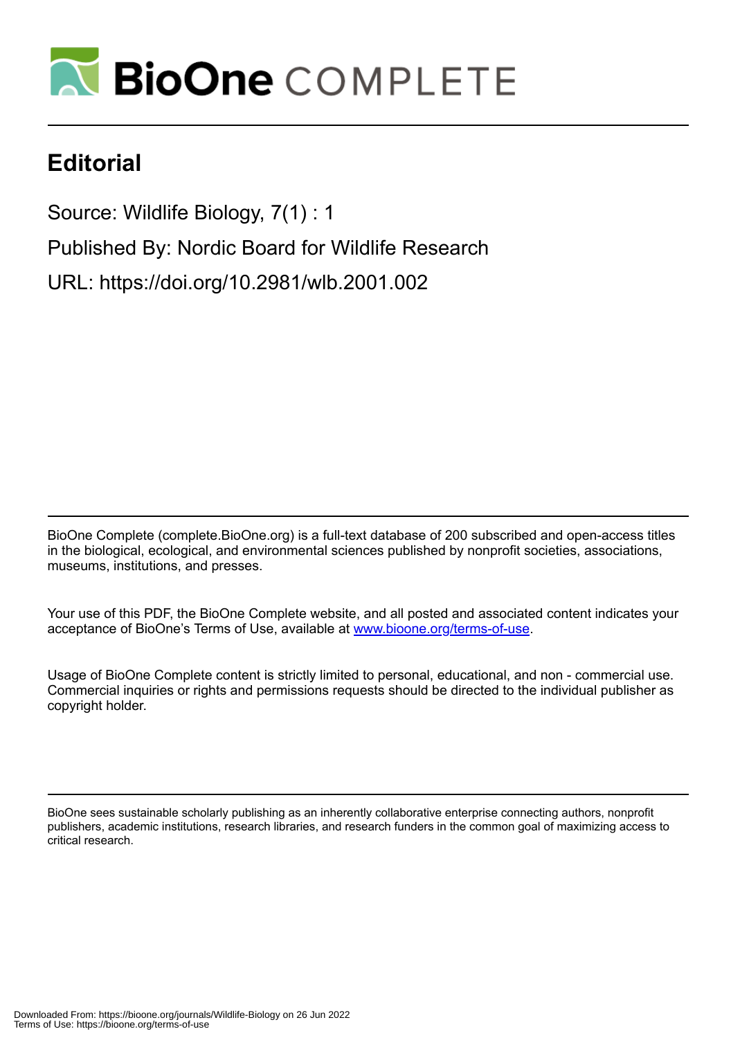# Editorial

Source: Wildlife Biology, 7(1) : 1

Published By: Nordic Board for Wildlife Research

URL: https://doi.org/10.2981/wlb.2001.002

BioOne Complete (complete.BioOne.org) is a full-text database of 200 subscribed and open-access titles in the biological, ecological, and environmental sciences published by nonprofit societies, associations, museums, institutions, and presses.

Your use of this PDF, the BioOne Complete website, and all posted and associated content indicates your acceptance of BioOne's Terms of Use, available at www.bioone.org/terms-of-use.

Usage of BioOne Complete content is strictly limited to personal, educational, and non - commercial use. Commercial inquiries or rights and permissions requests should be directed to the individual publisher as copyright holder.

BioOne sees sustainable scholarly publishing as an inherently collaborative enterprise connecting authors, nonprofit publishers, academic institutions, research libraries, and research funders in the common goal of maximizing access to critical research.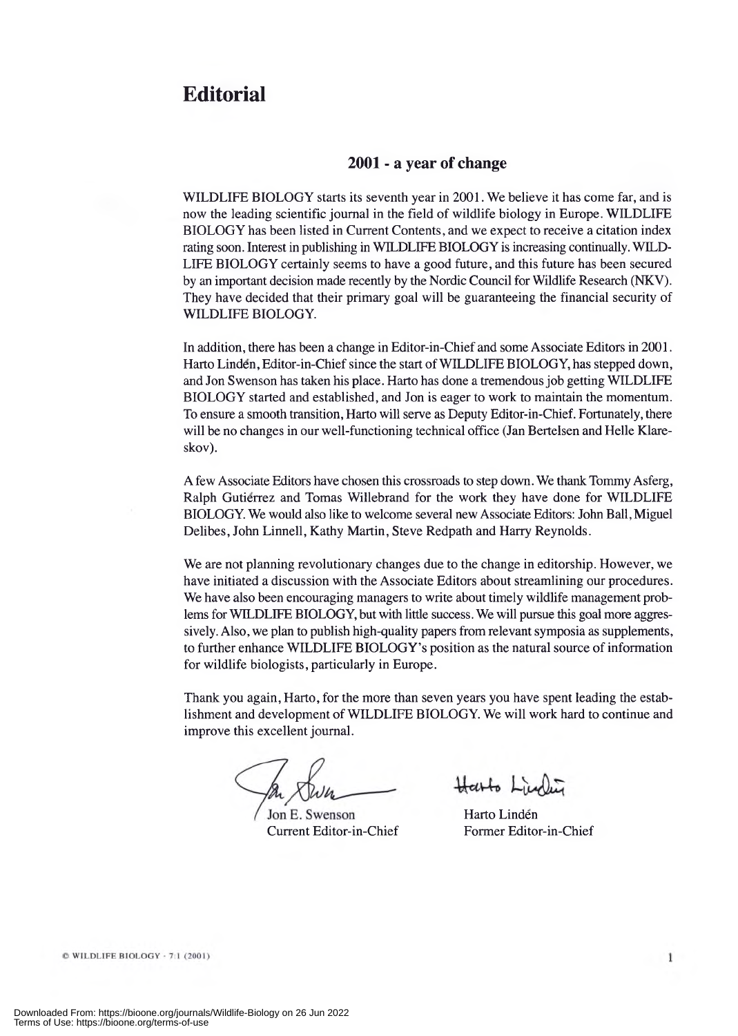# Editorial

## 2001 - a year of change

WILDLIFE BIOLOGY starts its seventh year in 2001. We believe it has come far, and is now the leading scientific journal in the field of wildlife biology in Europe. WILDLIFE BIOLOGY has been listed in Current Contents, and we expect to receive a citation index rating soon. Interest in publishing in WILDLIFE BIOLOGY is increasing continually. WILDLIFE BIOLOGY certainly seems to have a good future, and this future has been secured by an important decision made recently by the Nordic Council for Wildlife Research (NKV). They have decided that their primary goal will be guaranteeing the financial security of WILDLIFE BIOLOGY.

In addition, there has been a change in Editor-in-Chief and some Associate Editors in 2001. Harto Lindén, Editor-in-Chief since the start of WILDLIFE BIOLOGY, has stepped down, and Jon Swenson has taken his place. Harto has done a tremendous job getting WILDLIFE BIOLOGY started and established, and Jon is eager to work to maintain the momentum. To ensure a smooth transition, Harto will serve as Deputy Editor-in-Chief. Fortunately, there will be no changes in our well-functioning technical office (Jan Bertelsen and Helle Klareskov).

A few Associate Editors have chosen this crossroads to step down. We thank Tommy Asferg, Ralph Gutiérrez and Tomas Willebrand for the work they have done for WILDLIFE BIOLOGY. We would also like to welcome several new Associate Editors: John Ball, Miguel Delibes, John Linnell, Kathy Martin, Steve Redpath and Harry Reynolds.

We are not planning revolutionary changes due to the change in editorship. However, we have initiated a discussion with the Associate Editors about streamlining our procedures. We have also been encouraging managers to write about timely wildlife management problems for WILDLIFE BIOLOGY, but with little success. We will pursue this goal more aggressively. Also, we plan to publish high-quality papers from relevant symposia as supplements, to further enhance WILDLIFE BIOLOGY's position as the natural source of information for wildlife biologists, particularly in Europe.

Thank you again, Harto, for the more than seven years you have spent leading the establishment and development of WILDLIFE BIOLOGY. We will work hard to continue and improve this excellent journal.

Jon E. Swenson
Current Editor-in-Chief

Harto Lindén
Former Editor-in-Chief